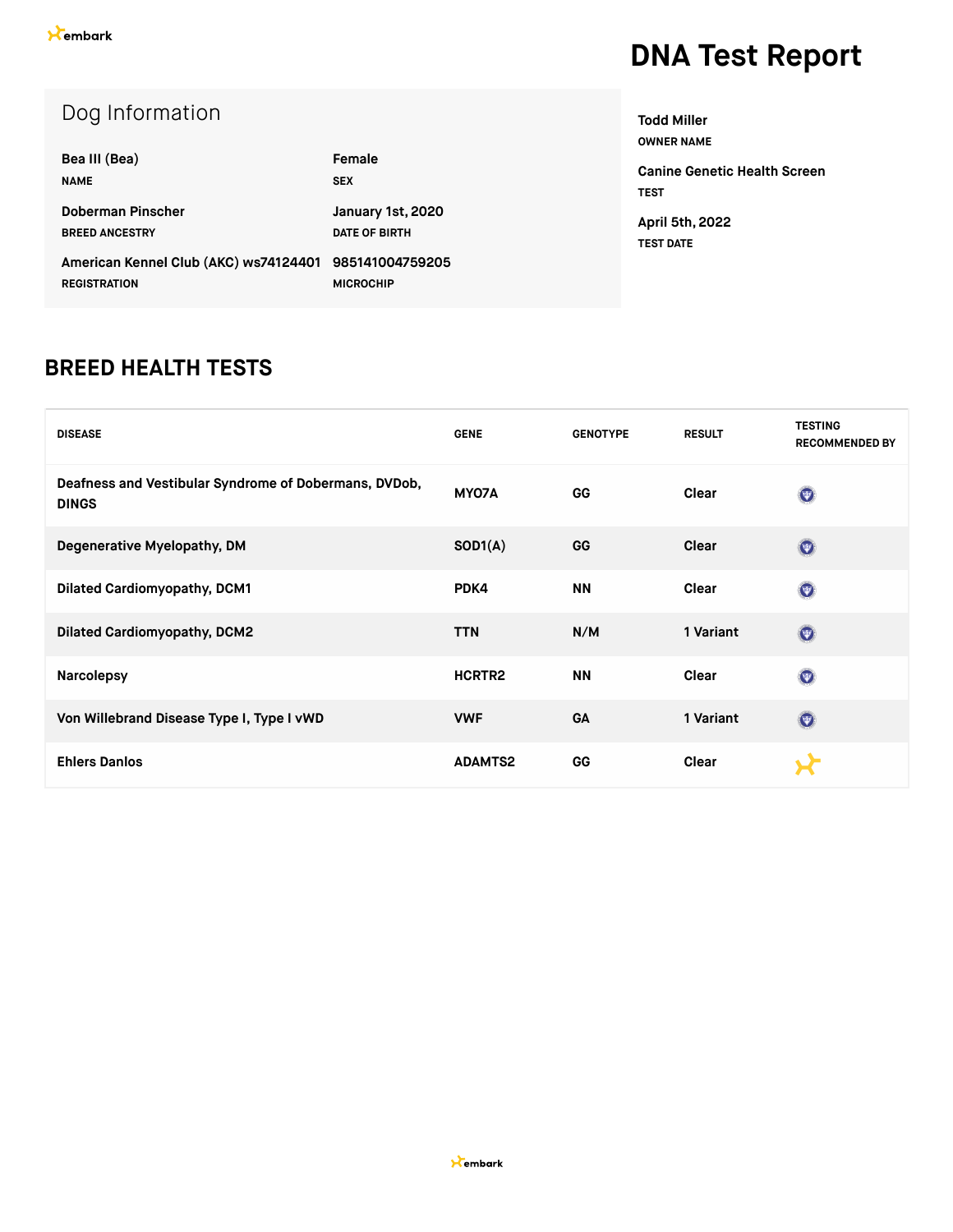embark

# DNA Test Report

## Dog Information

| | |
|---|---|
| **Bea III (Bea)** | **Female** |
| NAME | SEX |
| **Doberman Pinscher** | **January 1st, 2020** |
| BREED ANCESTRY | DATE OF BIRTH |
| **American Kennel Club (AKC) ws74124401** | **985141004759205** |
| REGISTRATION | MICROCHIP |

**Todd Miller**
OWNER NAME

**Canine Genetic Health Screen**
TEST

**April 5th, 2022**
TEST DATE

## BREED HEALTH TESTS

| DISEASE | GENE | GENOTYPE | RESULT | TESTING RECOMMENDED BY |
|---|---|---|---|---|
| Deafness and Vestibular Syndrome of Dobermans, DVDob, DINGS | MYO7A | GG | Clear | |
| Degenerative Myelopathy, DM | SOD1(A) | GG | Clear | |
| Dilated Cardiomyopathy, DCM1 | PDK4 | NN | Clear | |
| Dilated Cardiomyopathy, DCM2 | TTN | N/M | 1 Variant | |
| Narcolepsy | HCRTR2 | NN | Clear | |
| Von Willebrand Disease Type I, Type I vWD | VWF | GA | 1 Variant | |
| Ehlers Danlos | ADAMTS2 | GG | Clear | |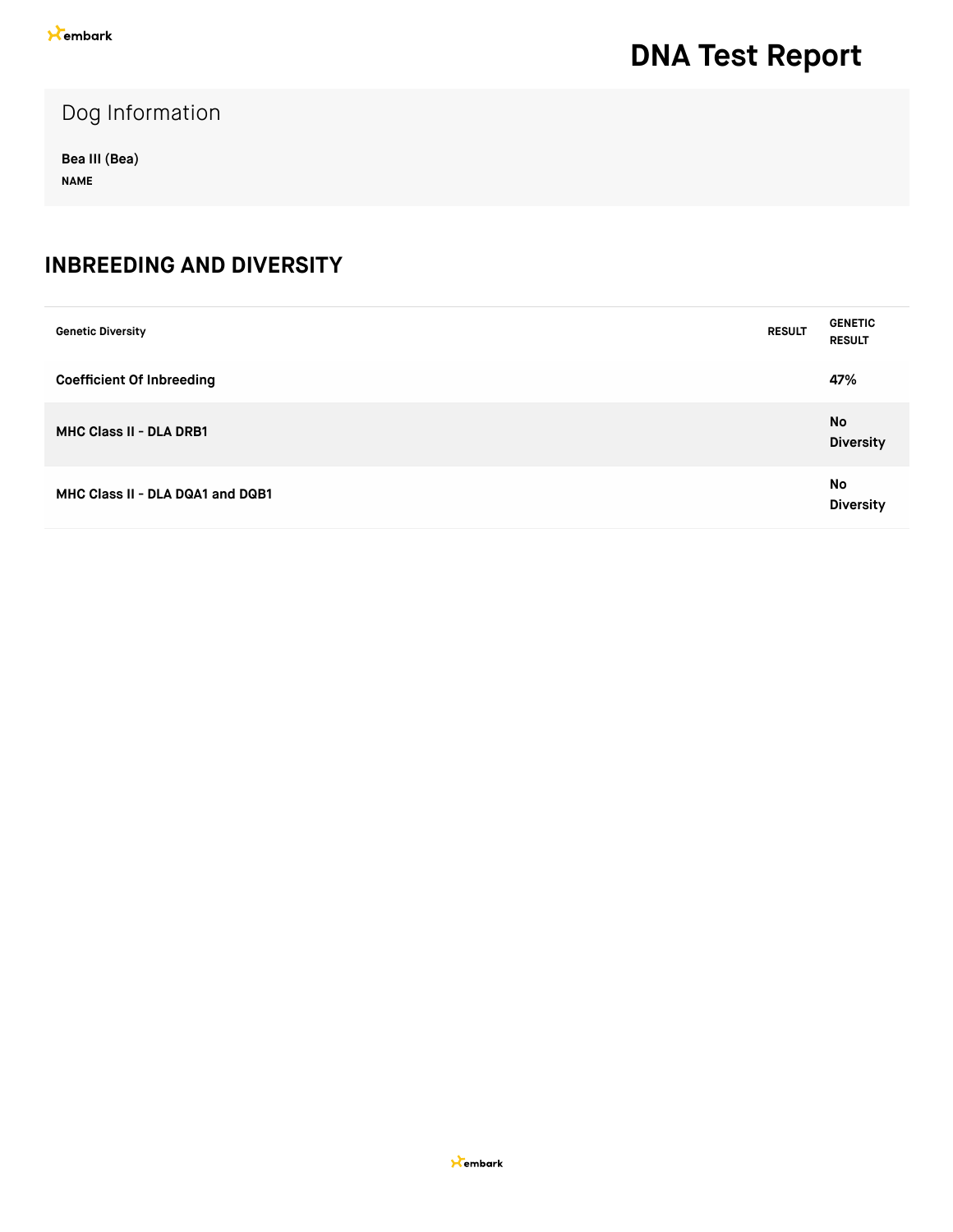# DNA Test Report

## Dog Information

**Bea III (Bea)**
**NAME**

## INBREEDING AND DIVERSITY

| Genetic Diversity | RESULT | GENETIC RESULT |
|---|---|---|
| **Coefficient Of Inbreeding** | | **47%** |
| **MHC Class II - DLA DRB1** | | **No Diversity** |
| **MHC Class II - DLA DQA1 and DQB1** | | **No Diversity** |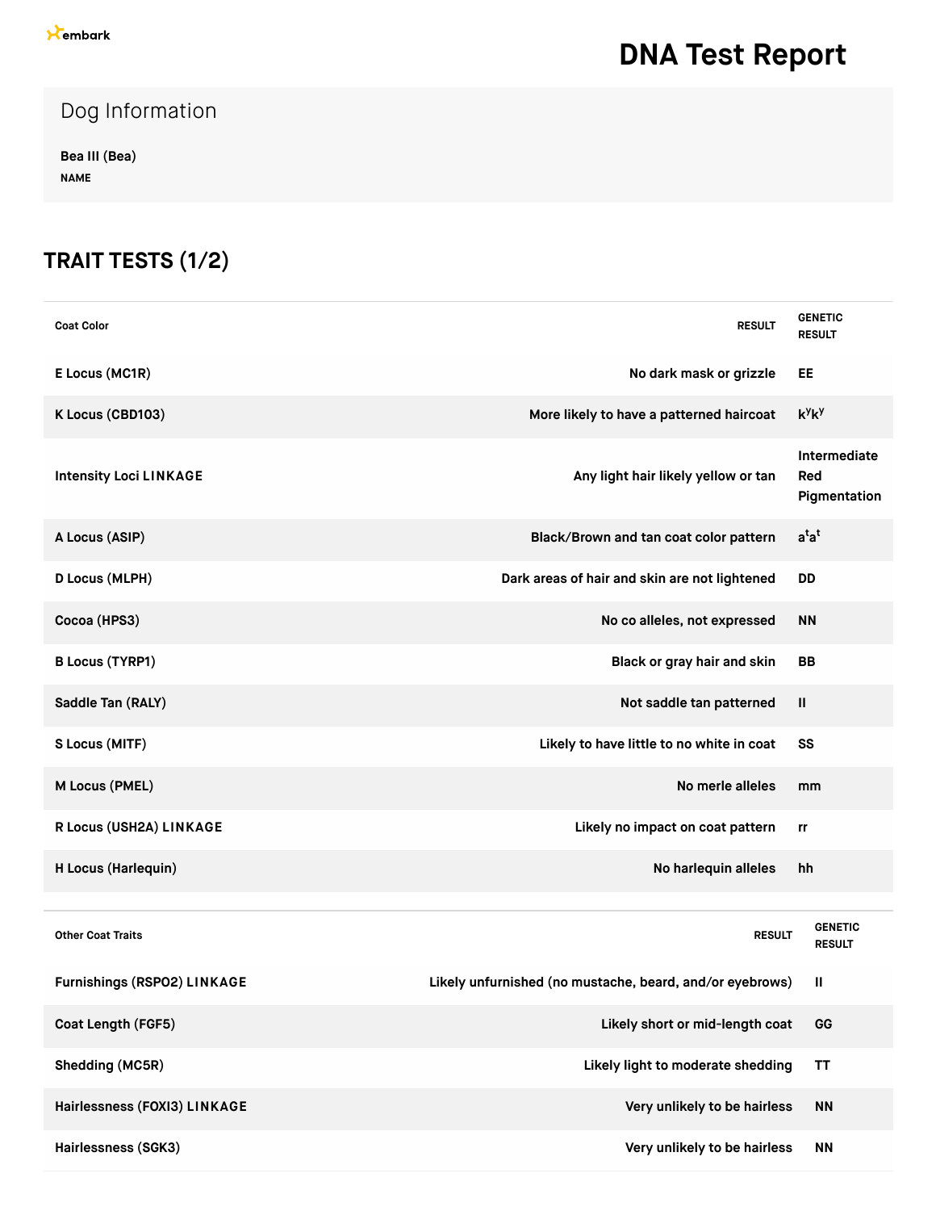embark

# DNA Test Report

## Dog Information

**Bea III (Bea)**
**NAME**

## TRAIT TESTS (1/2)

| Coat Color | RESULT | GENETIC RESULT |
|---|---|---|
| **E Locus (MC1R)** | **No dark mask or grizzle** | **EE** |
| **K Locus (CBD103)** | **More likely to have a patterned haircoat** | **$k^y k^y$** |
| **Intensity Loci LINKAGE** | **Any light hair likely yellow or tan** | **Intermediate Red Pigmentation** |
| **A Locus (ASIP)** | **Black/Brown and tan coat color pattern** | **$a^t a^t$** |
| **D Locus (MLPH)** | **Dark areas of hair and skin are not lightened** | **DD** |
| **Cocoa (HPS3)** | **No co alleles, not expressed** | **NN** |
| **B Locus (TYRP1)** | **Black or gray hair and skin** | **BB** |
| **Saddle Tan (RALY)** | **Not saddle tan patterned** | **II** |
| **S Locus (MITF)** | **Likely to have little to no white in coat** | **SS** |
| **M Locus (PMEL)** | **No merle alleles** | **mm** |
| **R Locus (USH2A) LINKAGE** | **Likely no impact on coat pattern** | **rr** |
| **H Locus (Harlequin)** | **No harlequin alleles** | **hh** |

| Other Coat Traits | RESULT | GENETIC RESULT |
|---|---|---|
| **Furnishings (RSPO2) LINKAGE** | **Likely unfurnished (no mustache, beard, and/or eyebrows)** | **II** |
| **Coat Length (FGF5)** | **Likely short or mid-length coat** | **GG** |
| **Shedding (MC5R)** | **Likely light to moderate shedding** | **TT** |
| **Hairlessness (FOXI3) LINKAGE** | **Very unlikely to be hairless** | **NN** |
| **Hairlessness (SGK3)** | **Very unlikely to be hairless** | **NN** |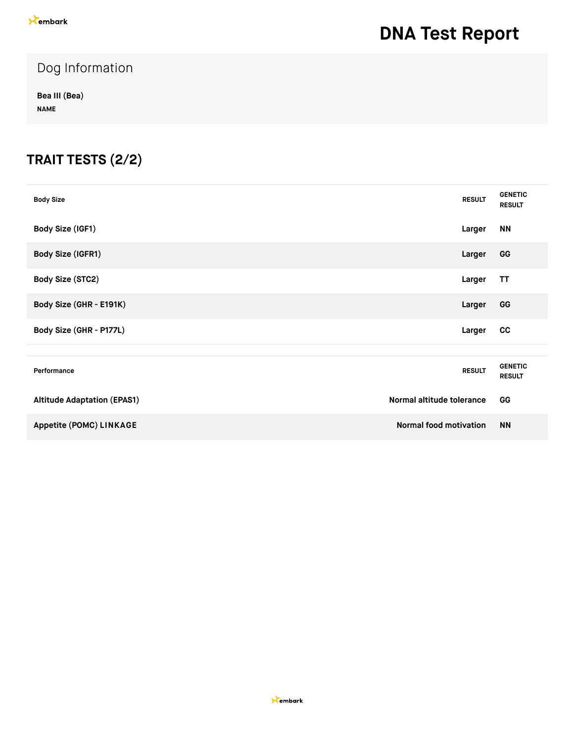# DNA Test Report

## Dog Information

**Bea III (Bea)**
NAME

## TRAIT TESTS (2/2)

| Body Size | RESULT | GENETIC RESULT |
|---|---|---|
| Body Size (IGF1) | Larger | NN |
| Body Size (IGFR1) | Larger | GG |
| Body Size (STC2) | Larger | TT |
| Body Size (GHR - E191K) | Larger | GG |
| Body Size (GHR - P177L) | Larger | CC |

| Performance | RESULT | GENETIC RESULT |
|---|---|---|
| Altitude Adaptation (EPAS1) | Normal altitude tolerance | GG |
| Appetite (POMC) LINKAGE | Normal food motivation | NN |